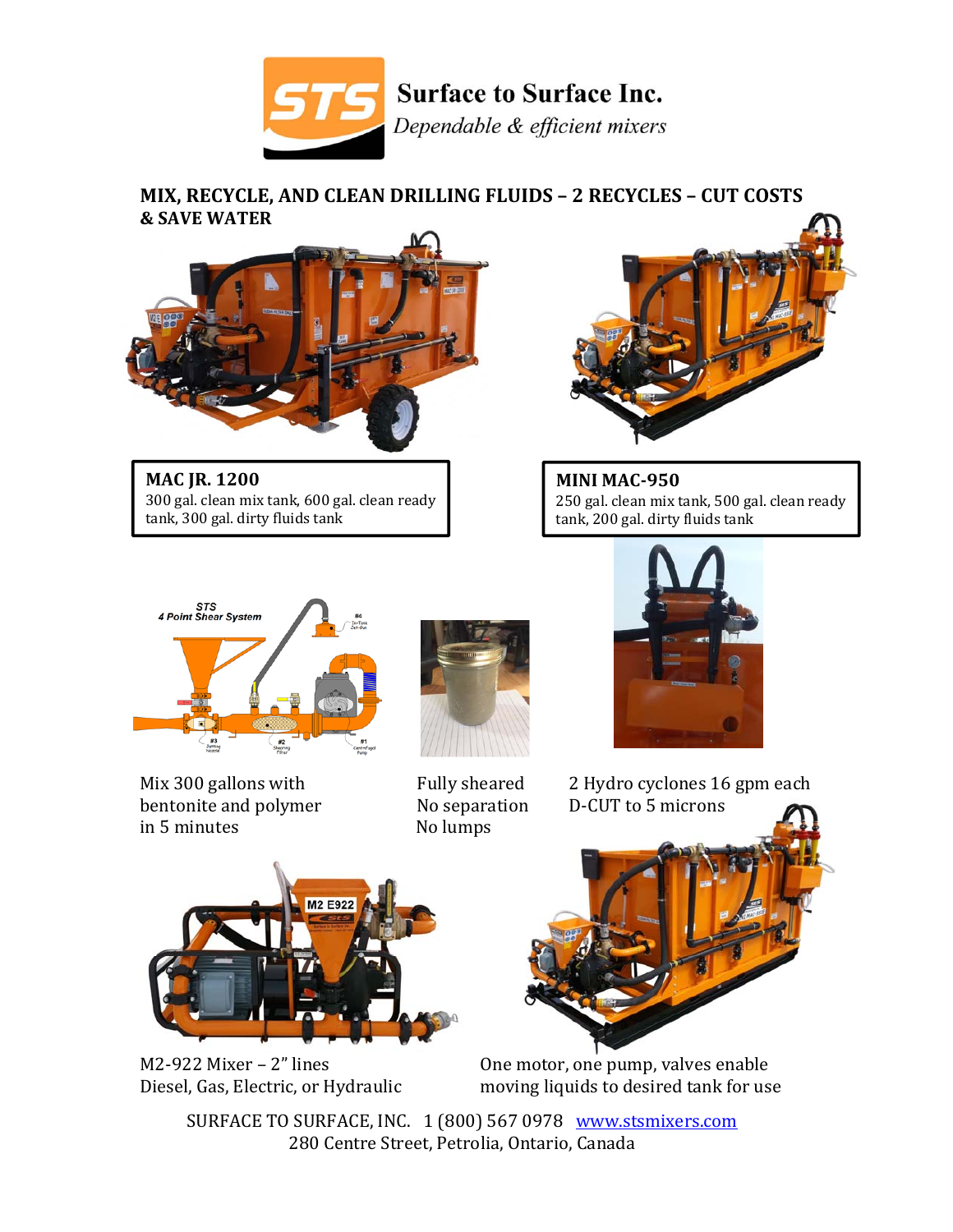# Surface to Surface Inc.

*Dependable & efficient mixers*

## MIX, RECYCLE, AND CLEAN DRILLING FLUIDS – 2 RECYCLES – CUT COSTS & SAVE WATER

**MAC JR. 1200**
300 gal. clean mix tank, 600 gal. clean ready tank, 300 gal. dirty fluids tank

**MINI MAC-950**
250 gal. clean mix tank, 500 gal. clean ready tank, 200 gal. dirty fluids tank

Mix 300 gallons with bentonite and polymer in 5 minutes

Fully sheared
No separation
No lumps

2 Hydro cyclones 16 gpm each
D-CUT to 5 microns

M2-922 Mixer – 2" lines
Diesel, Gas, Electric, or Hydraulic

One motor, one pump, valves enable moving liquids to desired tank for use

SURFACE TO SURFACE, INC. 1 (800) 567 0978 [www.stsmixers.com](http://www.stsmixers.com)
280 Centre Street, Petrolia, Ontario, Canada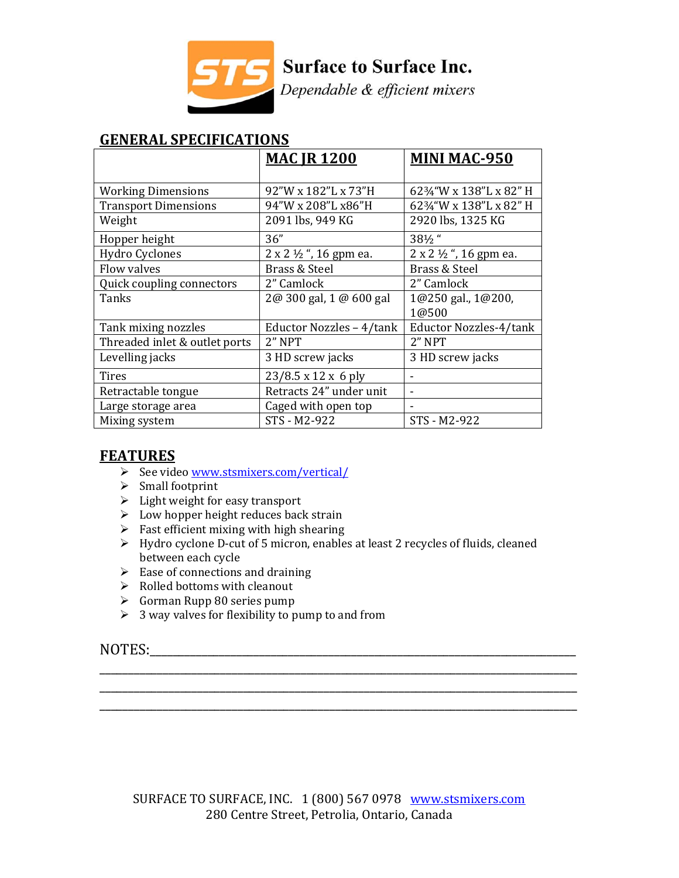**Surface to Surface Inc.**
*Dependable & efficient mixers*

## GENERAL SPECIFICATIONS

| | MAC JR 1200 | MINI MAC-950 |
|---|---|---|
| Working Dimensions | 92"W x 182"L x 73"H | 62¾"W x 138"L x 82" H |
| Transport Dimensions | 94"W x 208"L x86"H | 62¾"W x 138"L x 82" H |
| Weight | 2091 lbs, 949 KG | 2920 lbs, 1325 KG |
| Hopper height | 36" | 38½ " |
| Hydro Cyclones | 2 x 2 ½ ", 16 gpm ea. | 2 x 2 ½ ", 16 gpm ea. |
| Flow valves | Brass & Steel | Brass & Steel |
| Quick coupling connectors | 2" Camlock | 2" Camlock |
| Tanks | 2@ 300 gal, 1 @ 600 gal | 1@250 gal., 1@200, 1@500 |
| Tank mixing nozzles | Eductor Nozzles – 4/tank | Eductor Nozzles-4/tank |
| Threaded inlet & outlet ports | 2" NPT | 2" NPT |
| Levelling jacks | 3 HD screw jacks | 3 HD screw jacks |
| Tires | 23/8.5 x 12 x 6 ply | - |
| Retractable tongue | Retracts 24" under unit | - |
| Large storage area | Caged with open top | - |
| Mixing system | STS - M2-922 | STS - M2-922 |

## FEATURES

- See video www.stsmixers.com/vertical/
- Small footprint
- Light weight for easy transport
- Low hopper height reduces back strain
- Fast efficient mixing with high shearing
- Hydro cyclone D-cut of 5 micron, enables at least 2 recycles of fluids, cleaned between each cycle
- Ease of connections and draining
- Rolled bottoms with cleanout
- Gorman Rupp 80 series pump
- 3 way valves for flexibility to pump to and from

NOTES:\_\_\_\_\_\_\_\_\_\_\_\_\_\_\_\_\_\_\_\_\_\_\_\_\_\_\_\_\_\_\_\_\_\_\_\_\_\_\_\_\_\_\_\_\_\_\_\_\_\_\_\_\_\_\_\_\_\_\_\_\_\_\_\_

SURFACE TO SURFACE, INC. 1 (800) 567 0978 www.stsmixers.com
280 Centre Street, Petrolia, Ontario, Canada